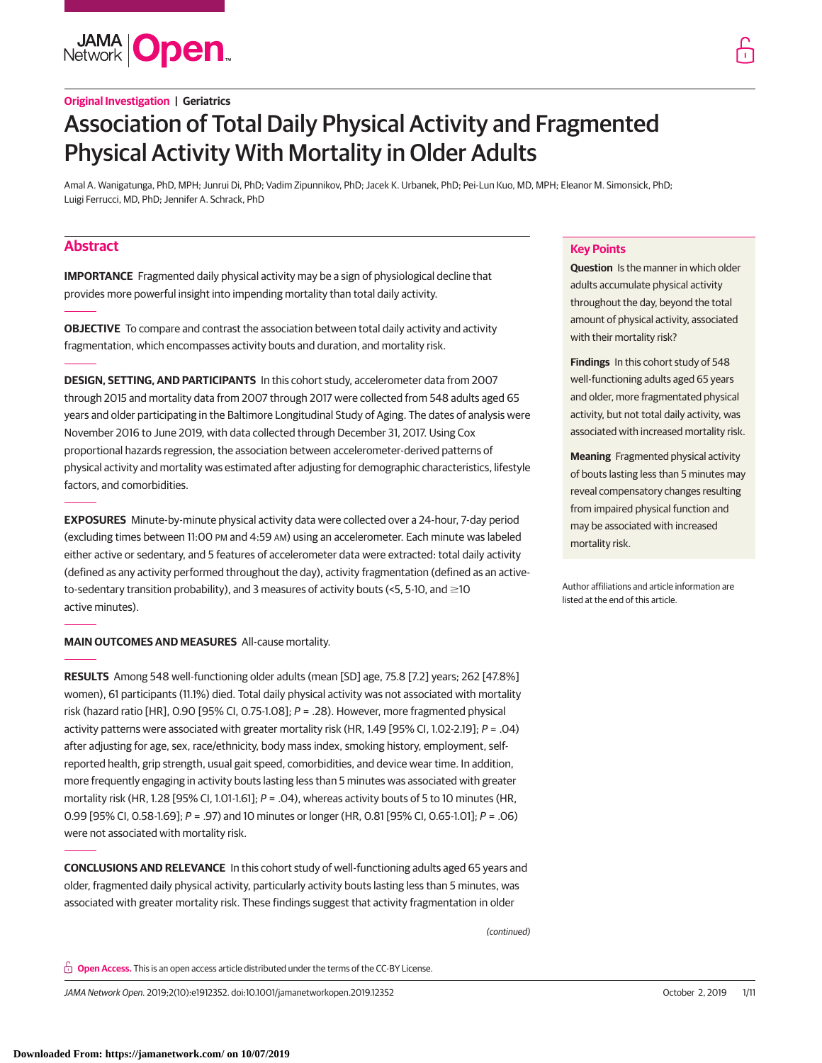**Original Investigation | Geriatrics**

# Association of Total Daily Physical Activity and Fragmented Physical Activity With Mortality in Older Adults

Amal A. Wanigatunga, PhD, MPH; Junrui Di, PhD; Vadim Zipunnikov, PhD; Jacek K. Urbanek, PhD; Pei-Lun Kuo, MD, MPH; Eleanor M. Simonsick, PhD; Luigi Ferrucci, MD, PhD; Jennifer A. Schrack, PhD

## Abstract

**IMPORTANCE** Fragmented daily physical activity may be a sign of physiological decline that provides more powerful insight into impending mortality than total daily activity.

**OBJECTIVE** To compare and contrast the association between total daily activity and activity fragmentation, which encompasses activity bouts and duration, and mortality risk.

**DESIGN, SETTING, AND PARTICIPANTS** In this cohort study, accelerometer data from 2007 through 2015 and mortality data from 2007 through 2017 were collected from 548 adults aged 65 years and older participating in the Baltimore Longitudinal Study of Aging. The dates of analysis were November 2016 to June 2019, with data collected through December 31, 2017. Using Cox proportional hazards regression, the association between accelerometer-derived patterns of physical activity and mortality was estimated after adjusting for demographic characteristics, lifestyle factors, and comorbidities.

**EXPOSURES** Minute-by-minute physical activity data were collected over a 24-hour, 7-day period (excluding times between 11:00 PM and 4:59 AM) using an accelerometer. Each minute was labeled either active or sedentary, and 5 features of accelerometer data were extracted: total daily activity (defined as any activity performed throughout the day), activity fragmentation (defined as an active-to-sedentary transition probability), and 3 measures of activity bouts (<5, 5-10, and ≥10 active minutes).

**MAIN OUTCOMES AND MEASURES** All-cause mortality.

**RESULTS** Among 548 well-functioning older adults (mean [SD] age, 75.8 [7.2] years; 262 [47.8%] women), 61 participants (11.1%) died. Total daily physical activity was not associated with mortality risk (hazard ratio [HR], 0.90 [95% CI, 0.75-1.08]; *P* = .28). However, more fragmented physical activity patterns were associated with greater mortality risk (HR, 1.49 [95% CI, 1.02-2.19]; *P* = .04) after adjusting for age, sex, race/ethnicity, body mass index, smoking history, employment, self-reported health, grip strength, usual gait speed, comorbidities, and device wear time. In addition, more frequently engaging in activity bouts lasting less than 5 minutes was associated with greater mortality risk (HR, 1.28 [95% CI, 1.01-1.61]; *P* = .04), whereas activity bouts of 5 to 10 minutes (HR, 0.99 [95% CI, 0.58-1.69]; *P* = .97) and 10 minutes or longer (HR, 0.81 [95% CI, 0.65-1.01]; *P* = .06) were not associated with mortality risk.

**CONCLUSIONS AND RELEVANCE** In this cohort study of well-functioning adults aged 65 years and older, fragmented daily physical activity, particularly activity bouts lasting less than 5 minutes, was associated with greater mortality risk. These findings suggest that activity fragmentation in older

*(continued)*

## Key Points

**Question** Is the manner in which older adults accumulate physical activity throughout the day, beyond the total amount of physical activity, associated with their mortality risk?

**Findings** In this cohort study of 548 well-functioning adults aged 65 years and older, more fragmentated physical activity, but not total daily activity, was associated with increased mortality risk.

**Meaning** Fragmented physical activity of bouts lasting less than 5 minutes may reveal compensatory changes resulting from impaired physical function and may be associated with increased mortality risk.

Author affiliations and article information are listed at the end of this article.

**Open Access.** This is an open access article distributed under the terms of the CC-BY License.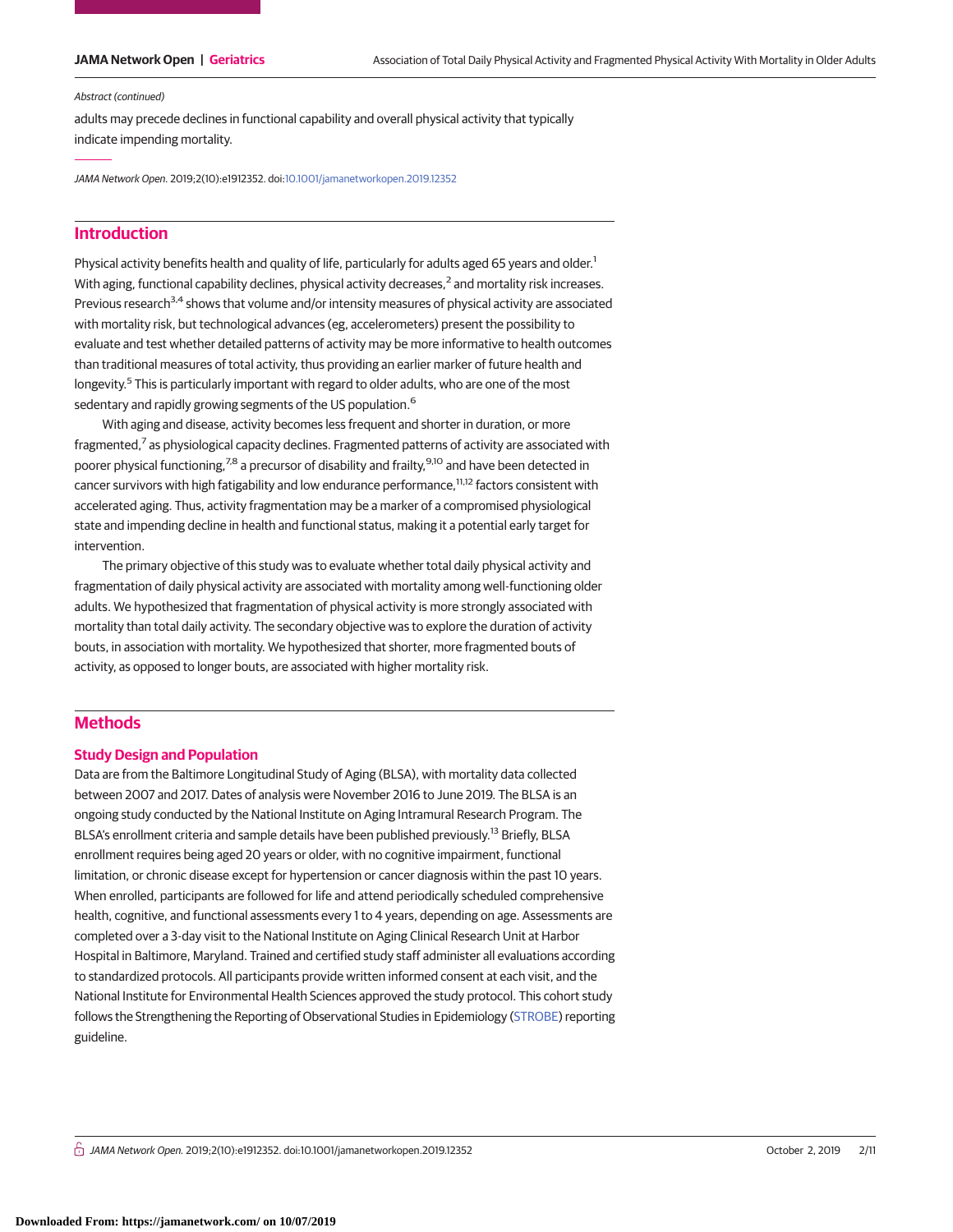Abstract (continued)

adults may precede declines in functional capability and overall physical activity that typically indicate impending mortality.

*JAMA Network Open*. 2019;2(10):e1912352. doi:10.1001/jamanetworkopen.2019.12352

## Introduction

Physical activity benefits health and quality of life, particularly for adults aged 65 years and older.[1] With aging, functional capability declines, physical activity decreases,[2] and mortality risk increases. Previous research[3,4] shows that volume and/or intensity measures of physical activity are associated with mortality risk, but technological advances (eg, accelerometers) present the possibility to evaluate and test whether detailed patterns of activity may be more informative to health outcomes than traditional measures of total activity, thus providing an earlier marker of future health and longevity.[5] This is particularly important with regard to older adults, who are one of the most sedentary and rapidly growing segments of the US population.[6]

With aging and disease, activity becomes less frequent and shorter in duration, or more fragmented,[7] as physiological capacity declines. Fragmented patterns of activity are associated with poorer physical functioning,[7,8] a precursor of disability and frailty,[9,10] and have been detected in cancer survivors with high fatigability and low endurance performance,[11,12] factors consistent with accelerated aging. Thus, activity fragmentation may be a marker of a compromised physiological state and impending decline in health and functional status, making it a potential early target for intervention.

The primary objective of this study was to evaluate whether total daily physical activity and fragmentation of daily physical activity are associated with mortality among well-functioning older adults. We hypothesized that fragmentation of physical activity is more strongly associated with mortality than total daily activity. The secondary objective was to explore the duration of activity bouts, in association with mortality. We hypothesized that shorter, more fragmented bouts of activity, as opposed to longer bouts, are associated with higher mortality risk.

## Methods

### Study Design and Population

Data are from the Baltimore Longitudinal Study of Aging (BLSA), with mortality data collected between 2007 and 2017. Dates of analysis were November 2016 to June 2019. The BLSA is an ongoing study conducted by the National Institute on Aging Intramural Research Program. The BLSA's enrollment criteria and sample details have been published previously.[13] Briefly, BLSA enrollment requires being aged 20 years or older, with no cognitive impairment, functional limitation, or chronic disease except for hypertension or cancer diagnosis within the past 10 years. When enrolled, participants are followed for life and attend periodically scheduled comprehensive health, cognitive, and functional assessments every 1 to 4 years, depending on age. Assessments are completed over a 3-day visit to the National Institute on Aging Clinical Research Unit at Harbor Hospital in Baltimore, Maryland. Trained and certified study staff administer all evaluations according to standardized protocols. All participants provide written informed consent at each visit, and the National Institute for Environmental Health Sciences approved the study protocol. This cohort study follows the Strengthening the Reporting of Observational Studies in Epidemiology (STROBE) reporting guideline.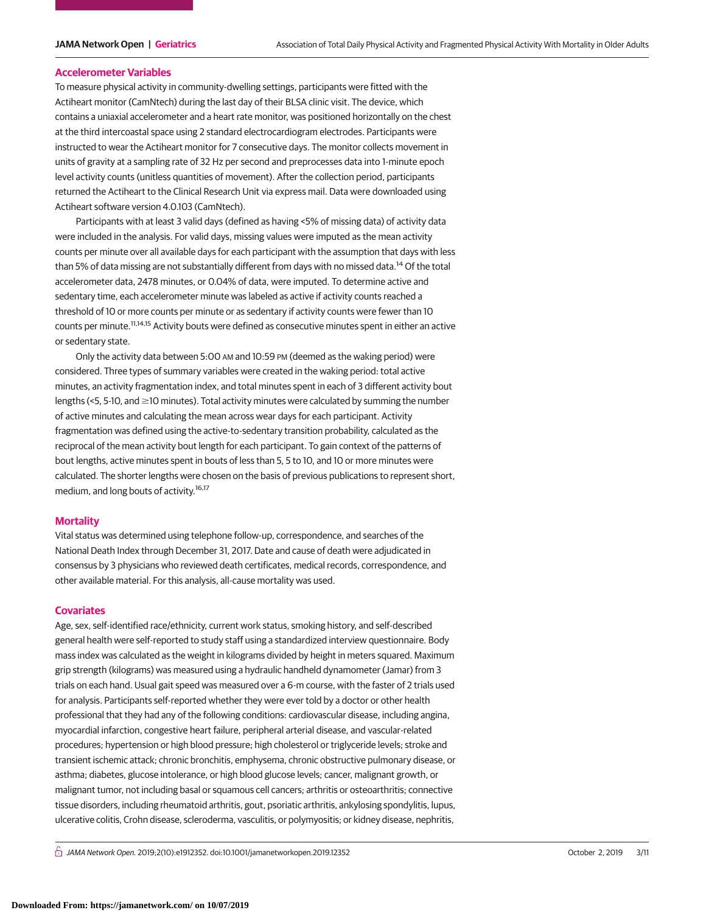## Accelerometer Variables

To measure physical activity in community-dwelling settings, participants were fitted with the Actiheart monitor (CamNtech) during the last day of their BLSA clinic visit. The device, which contains a uniaxial accelerometer and a heart rate monitor, was positioned horizontally on the chest at the third intercostal space using 2 standard electrocardiogram electrodes. Participants were instructed to wear the Actiheart monitor for 7 consecutive days. The monitor collects movement in units of gravity at a sampling rate of 32 Hz per second and preprocesses data into 1-minute epoch level activity counts (unitless quantities of movement). After the collection period, participants returned the Actiheart to the Clinical Research Unit via express mail. Data were downloaded using Actiheart software version 4.0.103 (CamNtech).

Participants with at least 3 valid days (defined as having <5% of missing data) of activity data were included in the analysis. For valid days, missing values were imputed as the mean activity counts per minute over all available days for each participant with the assumption that days with less than 5% of data missing are not substantially different from days with no missed data.[14] Of the total accelerometer data, 2478 minutes, or 0.04% of data, were imputed. To determine active and sedentary time, each accelerometer minute was labeled as active if activity counts reached a threshold of 10 or more counts per minute or as sedentary if activity counts were fewer than 10 counts per minute.[11,14,15] Activity bouts were defined as consecutive minutes spent in either an active or sedentary state.

Only the activity data between 5:00 AM and 10:59 PM (deemed as the waking period) were considered. Three types of summary variables were created in the waking period: total active minutes, an activity fragmentation index, and total minutes spent in each of 3 different activity bout lengths (<5, 5-10, and ≥10 minutes). Total activity minutes were calculated by summing the number of active minutes and calculating the mean across wear days for each participant. Activity fragmentation was defined using the active-to-sedentary transition probability, calculated as the reciprocal of the mean activity bout length for each participant. To gain context of the patterns of bout lengths, active minutes spent in bouts of less than 5, 5 to 10, and 10 or more minutes were calculated. The shorter lengths were chosen on the basis of previous publications to represent short, medium, and long bouts of activity.[16,17]

## Mortality

Vital status was determined using telephone follow-up, correspondence, and searches of the National Death Index through December 31, 2017. Date and cause of death were adjudicated in consensus by 3 physicians who reviewed death certificates, medical records, correspondence, and other available material. For this analysis, all-cause mortality was used.

## Covariates

Age, sex, self-identified race/ethnicity, current work status, smoking history, and self-described general health were self-reported to study staff using a standardized interview questionnaire. Body mass index was calculated as the weight in kilograms divided by height in meters squared. Maximum grip strength (kilograms) was measured using a hydraulic handheld dynamometer (Jamar) from 3 trials on each hand. Usual gait speed was measured over a 6-m course, with the faster of 2 trials used for analysis. Participants self-reported whether they were ever told by a doctor or other health professional that they had any of the following conditions: cardiovascular disease, including angina, myocardial infarction, congestive heart failure, peripheral arterial disease, and vascular-related procedures; hypertension or high blood pressure; high cholesterol or triglyceride levels; stroke and transient ischemic attack; chronic bronchitis, emphysema, chronic obstructive pulmonary disease, or asthma; diabetes, glucose intolerance, or high blood glucose levels; cancer, malignant growth, or malignant tumor, not including basal or squamous cell cancers; arthritis or osteoarthritis; connective tissue disorders, including rheumatoid arthritis, gout, psoriatic arthritis, ankylosing spondylitis, lupus, ulcerative colitis, Crohn disease, scleroderma, vasculitis, or polymyositis; or kidney disease, nephritis,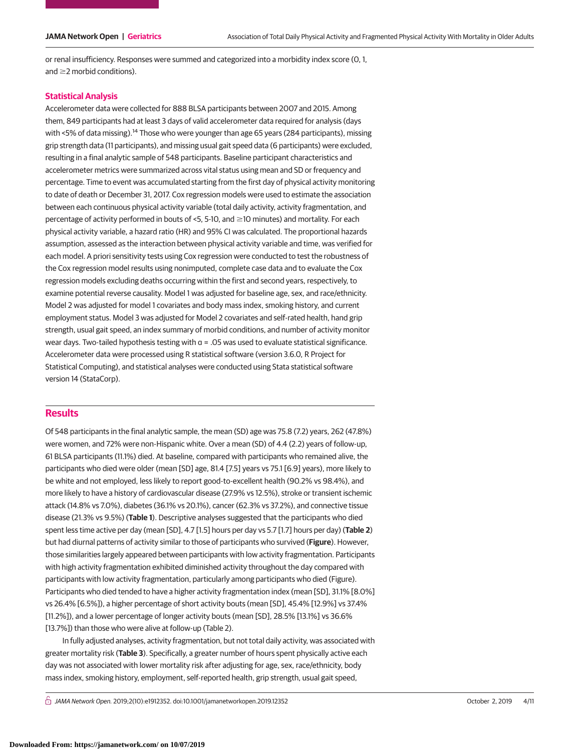or renal insufficiency. Responses were summed and categorized into a morbidity index score (0, 1, and ≥2 morbid conditions).

## Statistical Analysis

Accelerometer data were collected for 888 BLSA participants between 2007 and 2015. Among them, 849 participants had at least 3 days of valid accelerometer data required for analysis (days with <5% of data missing).[14] Those who were younger than age 65 years (284 participants), missing grip strength data (11 participants), and missing usual gait speed data (6 participants) were excluded, resulting in a final analytic sample of 548 participants. Baseline participant characteristics and accelerometer metrics were summarized across vital status using mean and SD or frequency and percentage. Time to event was accumulated starting from the first day of physical activity monitoring to date of death or December 31, 2017. Cox regression models were used to estimate the association between each continuous physical activity variable (total daily activity, activity fragmentation, and percentage of activity performed in bouts of <5, 5-10, and ≥10 minutes) and mortality. For each physical activity variable, a hazard ratio (HR) and 95% CI was calculated. The proportional hazards assumption, assessed as the interaction between physical activity variable and time, was verified for each model. A priori sensitivity tests using Cox regression were conducted to test the robustness of the Cox regression model results using nonimputed, complete case data and to evaluate the Cox regression models excluding deaths occurring within the first and second years, respectively, to examine potential reverse causality. Model 1 was adjusted for baseline age, sex, and race/ethnicity. Model 2 was adjusted for model 1 covariates and body mass index, smoking history, and current employment status. Model 3 was adjusted for Model 2 covariates and self-rated health, hand grip strength, usual gait speed, an index summary of morbid conditions, and number of activity monitor wear days. Two-tailed hypothesis testing with $\alpha = .05$ was used to evaluate statistical significance. Accelerometer data were processed using R statistical software (version 3.6.0, R Project for Statistical Computing), and statistical analyses were conducted using Stata statistical software version 14 (StataCorp).

## Results

Of 548 participants in the final analytic sample, the mean (SD) age was 75.8 (7.2) years, 262 (47.8%) were women, and 72% were non-Hispanic white. Over a mean (SD) of 4.4 (2.2) years of follow-up, 61 BLSA participants (11.1%) died. At baseline, compared with participants who remained alive, the participants who died were older (mean [SD] age, 81.4 [7.5] years vs 75.1 [6.9] years), more likely to be white and not employed, less likely to report good-to-excellent health (90.2% vs 98.4%), and more likely to have a history of cardiovascular disease (27.9% vs 12.5%), stroke or transient ischemic attack (14.8% vs 7.0%), diabetes (36.1% vs 20.1%), cancer (62.3% vs 37.2%), and connective tissue disease (21.3% vs 9.5%) (**Table 1**). Descriptive analyses suggested that the participants who died spent less time active per day (mean [SD], 4.7 [1.5] hours per day vs 5.7 [1.7] hours per day) (**Table 2**) but had diurnal patterns of activity similar to those of participants who survived (**Figure**). However, those similarities largely appeared between participants with low activity fragmentation. Participants with high activity fragmentation exhibited diminished activity throughout the day compared with participants with low activity fragmentation, particularly among participants who died (Figure). Participants who died tended to have a higher activity fragmentation index (mean [SD], 31.1% [8.0%] vs 26.4% [6.5%]), a higher percentage of short activity bouts (mean [SD], 45.4% [12.9%] vs 37.4% [11.2%]), and a lower percentage of longer activity bouts (mean [SD], 28.5% [13.1%] vs 36.6% [13.7%]) than those who were alive at follow-up (Table 2).

In fully adjusted analyses, activity fragmentation, but not total daily activity, was associated with greater mortality risk (**Table 3**). Specifically, a greater number of hours spent physically active each day was not associated with lower mortality risk after adjusting for age, sex, race/ethnicity, body mass index, smoking history, employment, self-reported health, grip strength, usual gait speed,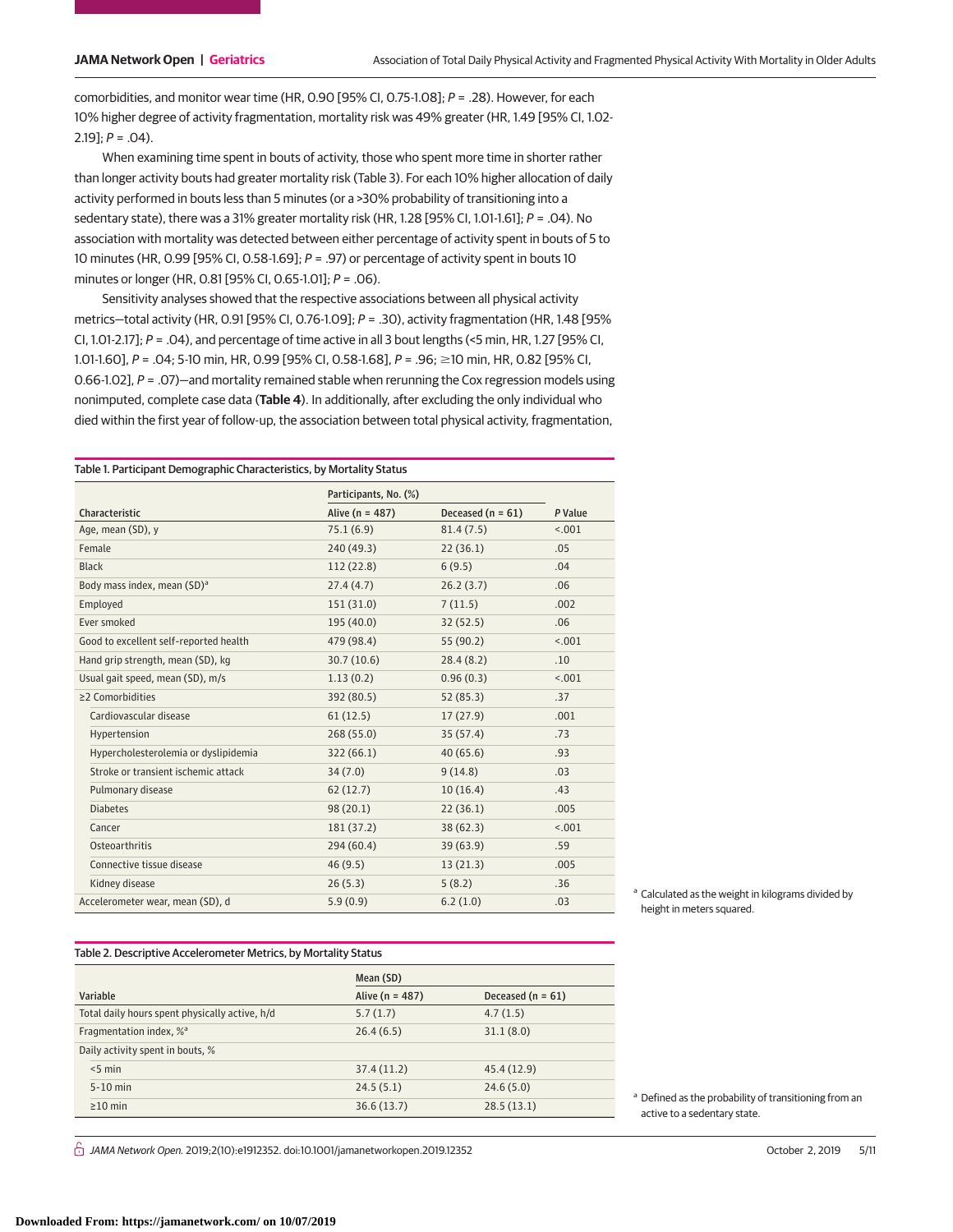comorbidities, and monitor wear time (HR, 0.90 [95% CI, 0.75-1.08]; *P* = .28). However, for each 10% higher degree of activity fragmentation, mortality risk was 49% greater (HR, 1.49 [95% CI, 1.02-2.19]; *P* = .04).

When examining time spent in bouts of activity, those who spent more time in shorter rather than longer activity bouts had greater mortality risk (Table 3). For each 10% higher allocation of daily activity performed in bouts less than 5 minutes (or a >30% probability of transitioning into a sedentary state), there was a 31% greater mortality risk (HR, 1.28 [95% CI, 1.01-1.61]; *P* = .04). No association with mortality was detected between either percentage of activity spent in bouts of 5 to 10 minutes (HR, 0.99 [95% CI, 0.58-1.69]; *P* = .97) or percentage of activity spent in bouts 10 minutes or longer (HR, 0.81 [95% CI, 0.65-1.01]; *P* = .06).

Sensitivity analyses showed that the respective associations between all physical activity metrics—total activity (HR, 0.91 [95% CI, 0.76-1.09]; *P* = .30), activity fragmentation (HR, 1.48 [95% CI, 1.01-2.17]; *P* = .04), and percentage of time active in all 3 bout lengths (<5 min, HR, 1.27 [95% CI, 1.01-1.60], *P* = .04; 5-10 min, HR, 0.99 [95% CI, 0.58-1.68], *P* = .96; ≥10 min, HR, 0.82 [95% CI, 0.66-1.02], *P* = .07)—and mortality remained stable when rerunning the Cox regression models using nonimputed, complete case data (**Table 4**). In additionally, after excluding the only individual who died within the first year of follow-up, the association between total physical activity, fragmentation,

Table 1. Participant Demographic Characteristics, by Mortality Status

| Characteristic | Participants, No. (%) | | *P* Value |
|---|---|---|---|
| | Alive (n = 487) | Deceased (n = 61) | |
| Age, mean (SD), y | 75.1 (6.9) | 81.4 (7.5) | <.001 |
| Female | 240 (49.3) | 22 (36.1) | .05 |
| Black | 112 (22.8) | 6 (9.5) | .04 |
| Body mass index, mean (SD)[a] | 27.4 (4.7) | 26.2 (3.7) | .06 |
| Employed | 151 (31.0) | 7 (11.5) | .002 |
| Ever smoked | 195 (40.0) | 32 (52.5) | .06 |
| Good to excellent self-reported health | 479 (98.4) | 55 (90.2) | <.001 |
| Hand grip strength, mean (SD), kg | 30.7 (10.6) | 28.4 (8.2) | .10 |
| Usual gait speed, mean (SD), m/s | 1.13 (0.2) | 0.96 (0.3) | <.001 |
| ≥2 Comorbidities | 392 (80.5) | 52 (85.3) | .37 |
| Cardiovascular disease | 61 (12.5) | 17 (27.9) | .001 |
| Hypertension | 268 (55.0) | 35 (57.4) | .73 |
| Hypercholesterolemia or dyslipidemia | 322 (66.1) | 40 (65.6) | .93 |
| Stroke or transient ischemic attack | 34 (7.0) | 9 (14.8) | .03 |
| Pulmonary disease | 62 (12.7) | 10 (16.4) | .43 |
| Diabetes | 98 (20.1) | 22 (36.1) | .005 |
| Cancer | 181 (37.2) | 38 (62.3) | <.001 |
| Osteoarthritis | 294 (60.4) | 39 (63.9) | .59 |
| Connective tissue disease | 46 (9.5) | 13 (21.3) | .005 |
| Kidney disease | 26 (5.3) | 5 (8.2) | .36 |
| Accelerometer wear, mean (SD), d | 5.9 (0.9) | 6.2 (1.0) | .03 |

[a] Calculated as the weight in kilograms divided by height in meters squared.

Table 2. Descriptive Accelerometer Metrics, by Mortality Status

| Variable | Mean (SD) | |
|---|---|---|
| | Alive (n = 487) | Deceased (n = 61) |
| Total daily hours spent physically active, h/d | 5.7 (1.7) | 4.7 (1.5) |
| Fragmentation index, %[a] | 26.4 (6.5) | 31.1 (8.0) |
| Daily activity spent in bouts, % | | |
| <5 min | 37.4 (11.2) | 45.4 (12.9) |
| 5-10 min | 24.5 (5.1) | 24.6 (5.0) |
| ≥10 min | 36.6 (13.7) | 28.5 (13.1) |

[a] Defined as the probability of transitioning from an active to a sedentary state.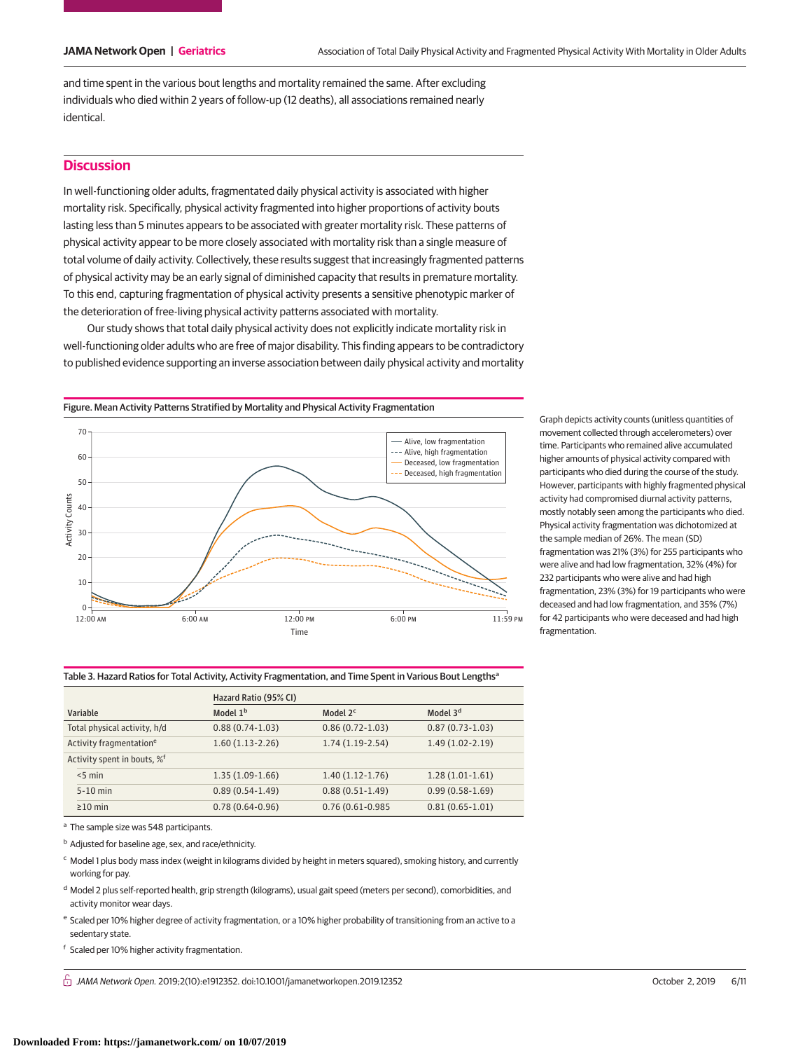and time spent in the various bout lengths and mortality remained the same. After excluding individuals who died within 2 years of follow-up (12 deaths), all associations remained nearly identical.

## Discussion

In well-functioning older adults, fragmentated daily physical activity is associated with higher mortality risk. Specifically, physical activity fragmented into higher proportions of activity bouts lasting less than 5 minutes appears to be associated with greater mortality risk. These patterns of physical activity appear to be more closely associated with mortality risk than a single measure of total volume of daily activity. Collectively, these results suggest that increasingly fragmented patterns of physical activity may be an early signal of diminished capacity that results in premature mortality. To this end, capturing fragmentation of physical activity presents a sensitive phenotypic marker of the deterioration of free-living physical activity patterns associated with mortality.

Our study shows that total daily physical activity does not explicitly indicate mortality risk in well-functioning older adults who are free of major disability. This finding appears to be contradictory to published evidence supporting an inverse association between daily physical activity and mortality

Figure. Mean Activity Patterns Stratified by Mortality and Physical Activity Fragmentation

Graph depicts activity counts (unitless quantities of movement collected through accelerometers) over time. Participants who remained alive accumulated higher amounts of physical activity compared with participants who died during the course of the study. However, participants with highly fragmented physical activity had compromised diurnal activity patterns, mostly notably seen among the participants who died. Physical activity fragmentation was dichotomized at the sample median of 26%. The mean (SD) fragmentation was 21% (3%) for 255 participants who were alive and had low fragmentation, 32% (4%) for 232 participants who were alive and had high fragmentation, 23% (3%) for 19 participants who were deceased and had low fragmentation, and 35% (7%) for 42 participants who were deceased and had high fragmentation.

Table 3. Hazard Ratios for Total Activity, Activity Fragmentation, and Time Spent in Various Bout Lengths[a]

| Variable | Hazard Ratio (95% CI) | | |
|---|---|---|---|
| | Model 1[b] | Model 2[c] | Model 3[d] |
| Total physical activity, h/d | 0.88 (0.74-1.03) | 0.86 (0.72-1.03) | 0.87 (0.73-1.03) |
| Activity fragmentation[e] | 1.60 (1.13-2.26) | 1.74 (1.19-2.54) | 1.49 (1.02-2.19) |
| Activity spent in bouts, %[f] | | | |
| <5 min | 1.35 (1.09-1.66) | 1.40 (1.12-1.76) | 1.28 (1.01-1.61) |
| 5-10 min | 0.89 (0.54-1.49) | 0.88 (0.51-1.49) | 0.99 (0.58-1.69) |
| ≥10 min | 0.78 (0.64-0.96) | 0.76 (0.61-0.985 | 0.81 (0.65-1.01) |

[a] The sample size was 548 participants.

[b] Adjusted for baseline age, sex, and race/ethnicity.

[c] Model 1 plus body mass index (weight in kilograms divided by height in meters squared), smoking history, and currently working for pay.

[d] Model 2 plus self-reported health, grip strength (kilograms), usual gait speed (meters per second), comorbidities, and activity monitor wear days.

[e] Scaled per 10% higher degree of activity fragmentation, or a 10% higher probability of transitioning from an active to a sedentary state.

[f] Scaled per 10% higher activity fragmentation.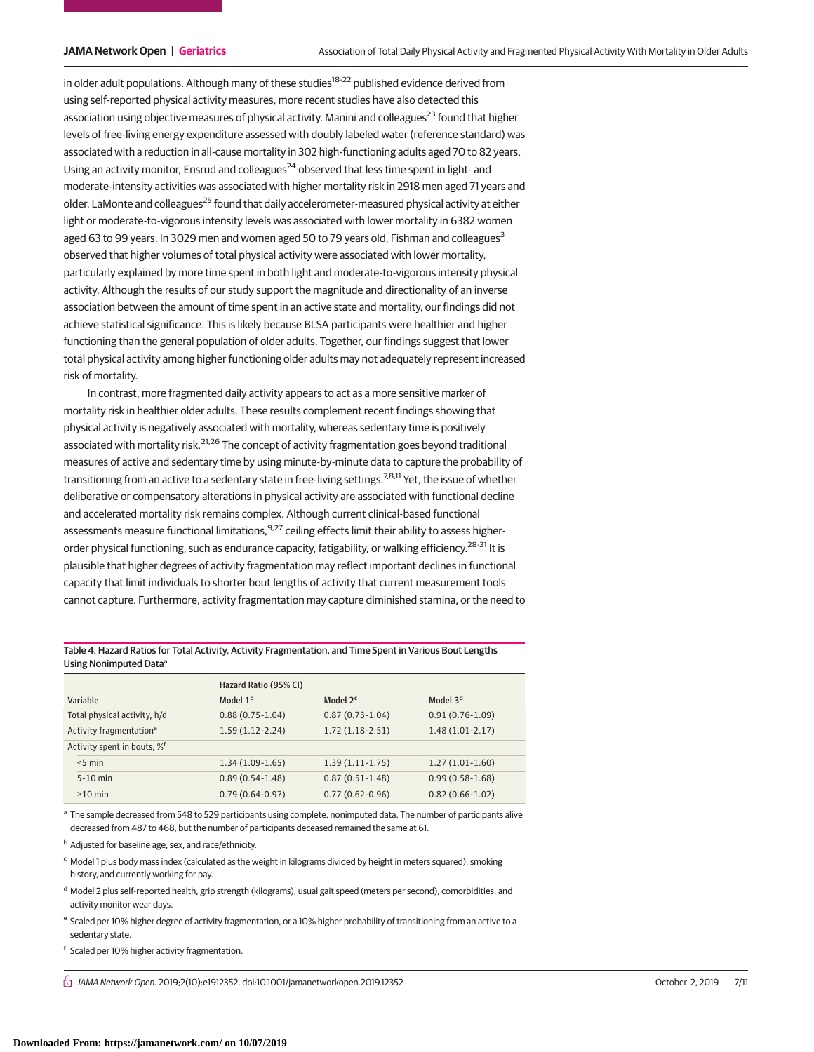in older adult populations. Although many of these studies[18-22] published evidence derived from using self-reported physical activity measures, more recent studies have also detected this association using objective measures of physical activity. Manini and colleagues[23] found that higher levels of free-living energy expenditure assessed with doubly labeled water (reference standard) was associated with a reduction in all-cause mortality in 302 high-functioning adults aged 70 to 82 years. Using an activity monitor, Ensrud and colleagues[24] observed that less time spent in light- and moderate-intensity activities was associated with higher mortality risk in 2918 men aged 71 years and older. LaMonte and colleagues[25] found that daily accelerometer-measured physical activity at either light or moderate-to-vigorous intensity levels was associated with lower mortality in 6382 women aged 63 to 99 years. In 3029 men and women aged 50 to 79 years old, Fishman and colleagues[3] observed that higher volumes of total physical activity were associated with lower mortality, particularly explained by more time spent in both light and moderate-to-vigorous intensity physical activity. Although the results of our study support the magnitude and directionality of an inverse association between the amount of time spent in an active state and mortality, our findings did not achieve statistical significance. This is likely because BLSA participants were healthier and higher functioning than the general population of older adults. Together, our findings suggest that lower total physical activity among higher functioning older adults may not adequately represent increased risk of mortality.

In contrast, more fragmented daily activity appears to act as a more sensitive marker of mortality risk in healthier older adults. These results complement recent findings showing that physical activity is negatively associated with mortality, whereas sedentary time is positively associated with mortality risk.[21,26] The concept of activity fragmentation goes beyond traditional measures of active and sedentary time by using minute-by-minute data to capture the probability of transitioning from an active to a sedentary state in free-living settings.[7,8,11] Yet, the issue of whether deliberative or compensatory alterations in physical activity are associated with functional decline and accelerated mortality risk remains complex. Although current clinical-based functional assessments measure functional limitations,[9,27] ceiling effects limit their ability to assess higher-order physical functioning, such as endurance capacity, fatigability, or walking efficiency.[28-31] It is plausible that higher degrees of activity fragmentation may reflect important declines in functional capacity that limit individuals to shorter bout lengths of activity that current measurement tools cannot capture. Furthermore, activity fragmentation may capture diminished stamina, or the need to

Table 4. Hazard Ratios for Total Activity, Activity Fragmentation, and Time Spent in Various Bout Lengths Using Nonimputed Data[a]

| Variable | Hazard Ratio (95% CI) | | |
|---|---|---|---|
| | Model 1[b] | Model 2[c] | Model 3[d] |
| Total physical activity, h/d | 0.88 (0.75-1.04) | 0.87 (0.73-1.04) | 0.91 (0.76-1.09) |
| Activity fragmentation[e] | 1.59 (1.12-2.24) | 1.72 (1.18-2.51) | 1.48 (1.01-2.17) |
| Activity spent in bouts, %[f] | | | |
| <5 min | 1.34 (1.09-1.65) | 1.39 (1.11-1.75) | 1.27 (1.01-1.60) |
| 5-10 min | 0.89 (0.54-1.48) | 0.87 (0.51-1.48) | 0.99 (0.58-1.68) |
| ≥10 min | 0.79 (0.64-0.97) | 0.77 (0.62-0.96) | 0.82 (0.66-1.02) |

[a] The sample decreased from 548 to 529 participants using complete, nonimputed data. The number of participants alive decreased from 487 to 468, but the number of participants deceased remained the same at 61.

[b] Adjusted for baseline age, sex, and race/ethnicity.

[c] Model 1 plus body mass index (calculated as the weight in kilograms divided by height in meters squared), smoking history, and currently working for pay.

[d] Model 2 plus self-reported health, grip strength (kilograms), usual gait speed (meters per second), comorbidities, and activity monitor wear days.

[e] Scaled per 10% higher degree of activity fragmentation, or a 10% higher probability of transitioning from an active to a sedentary state.

[f] Scaled per 10% higher activity fragmentation.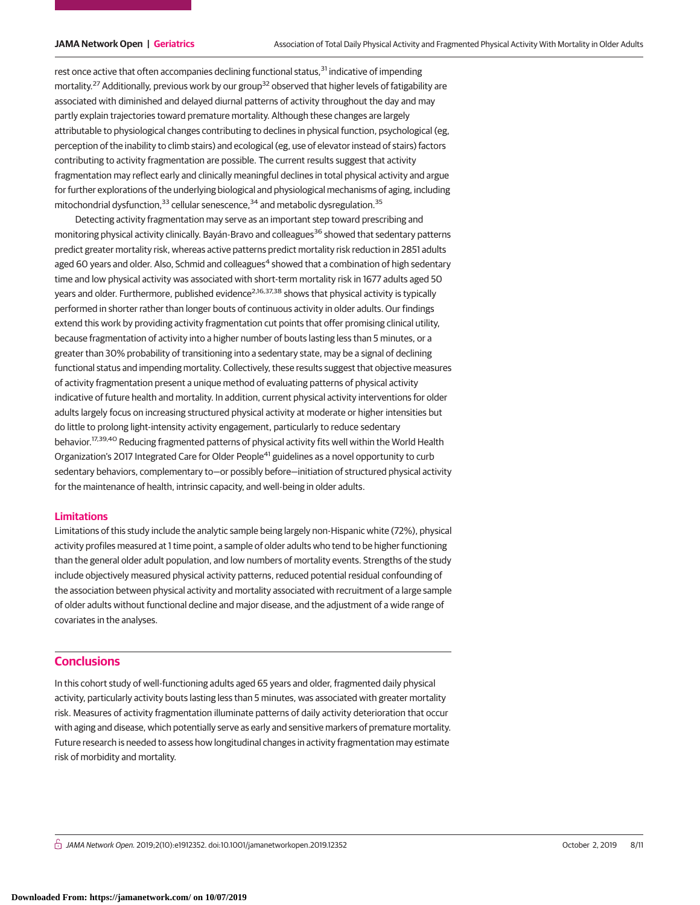rest once active that often accompanies declining functional status,[31] indicative of impending mortality.[27] Additionally, previous work by our group[32] observed that higher levels of fatigability are associated with diminished and delayed diurnal patterns of activity throughout the day and may partly explain trajectories toward premature mortality. Although these changes are largely attributable to physiological changes contributing to declines in physical function, psychological (eg, perception of the inability to climb stairs) and ecological (eg, use of elevator instead of stairs) factors contributing to activity fragmentation are possible. The current results suggest that activity fragmentation may reflect early and clinically meaningful declines in total physical activity and argue for further explorations of the underlying biological and physiological mechanisms of aging, including mitochondrial dysfunction,[33] cellular senescence,[34] and metabolic dysregulation.[35]

Detecting activity fragmentation may serve as an important step toward prescribing and monitoring physical activity clinically. Bayán-Bravo and colleagues[36] showed that sedentary patterns predict greater mortality risk, whereas active patterns predict mortality risk reduction in 2851 adults aged 60 years and older. Also, Schmid and colleagues[4] showed that a combination of high sedentary time and low physical activity was associated with short-term mortality risk in 1677 adults aged 50 years and older. Furthermore, published evidence[2,16,37,38] shows that physical activity is typically performed in shorter rather than longer bouts of continuous activity in older adults. Our findings extend this work by providing activity fragmentation cut points that offer promising clinical utility, because fragmentation of activity into a higher number of bouts lasting less than 5 minutes, or a greater than 30% probability of transitioning into a sedentary state, may be a signal of declining functional status and impending mortality. Collectively, these results suggest that objective measures of activity fragmentation present a unique method of evaluating patterns of physical activity indicative of future health and mortality. In addition, current physical activity interventions for older adults largely focus on increasing structured physical activity at moderate or higher intensities but do little to prolong light-intensity activity engagement, particularly to reduce sedentary behavior.[17,39,40] Reducing fragmented patterns of physical activity fits well within the World Health Organization's 2017 Integrated Care for Older People[41] guidelines as a novel opportunity to curb sedentary behaviors, complementary to—or possibly before—initiation of structured physical activity for the maintenance of health, intrinsic capacity, and well-being in older adults.

### Limitations

Limitations of this study include the analytic sample being largely non-Hispanic white (72%), physical activity profiles measured at 1 time point, a sample of older adults who tend to be higher functioning than the general older adult population, and low numbers of mortality events. Strengths of the study include objectively measured physical activity patterns, reduced potential residual confounding of the association between physical activity and mortality associated with recruitment of a large sample of older adults without functional decline and major disease, and the adjustment of a wide range of covariates in the analyses.

## Conclusions

In this cohort study of well-functioning adults aged 65 years and older, fragmented daily physical activity, particularly activity bouts lasting less than 5 minutes, was associated with greater mortality risk. Measures of activity fragmentation illuminate patterns of daily activity deterioration that occur with aging and disease, which potentially serve as early and sensitive markers of premature mortality. Future research is needed to assess how longitudinal changes in activity fragmentation may estimate risk of morbidity and mortality.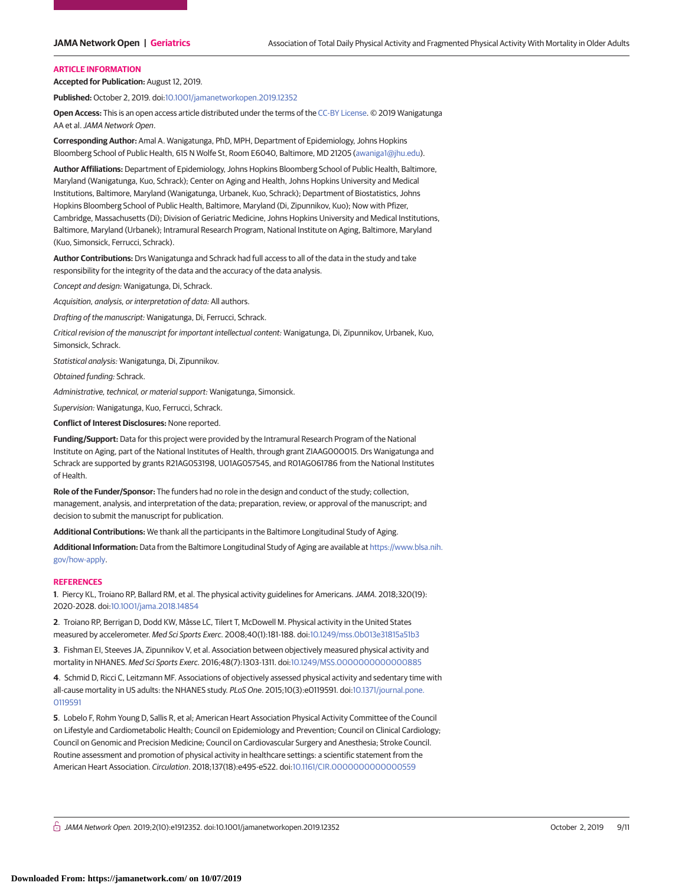## ARTICLE INFORMATION

**Accepted for Publication:** August 12, 2019.

**Published:** October 2, 2019. doi:10.1001/jamanetworkopen.2019.12352

**Open Access:** This is an open access article distributed under the terms of the CC-BY License. © 2019 Wanigatunga AA et al. *JAMA Network Open*.

**Corresponding Author:** Amal A. Wanigatunga, PhD, MPH, Department of Epidemiology, Johns Hopkins Bloomberg School of Public Health, 615 N Wolfe St, Room E6040, Baltimore, MD 21205 (awaniga1@jhu.edu).

**Author Affiliations:** Department of Epidemiology, Johns Hopkins Bloomberg School of Public Health, Baltimore, Maryland (Wanigatunga, Kuo, Schrack); Center on Aging and Health, Johns Hopkins University and Medical Institutions, Baltimore, Maryland (Wanigatunga, Urbanek, Kuo, Schrack); Department of Biostatistics, Johns Hopkins Bloomberg School of Public Health, Baltimore, Maryland (Di, Zipunnikov, Kuo); Now with Pfizer, Cambridge, Massachusetts (Di); Division of Geriatric Medicine, Johns Hopkins University and Medical Institutions, Baltimore, Maryland (Urbanek); Intramural Research Program, National Institute on Aging, Baltimore, Maryland (Kuo, Simonsick, Ferrucci, Schrack).

**Author Contributions:** Drs Wanigatunga and Schrack had full access to all of the data in the study and take responsibility for the integrity of the data and the accuracy of the data analysis.

*Concept and design:* Wanigatunga, Di, Schrack.

*Acquisition, analysis, or interpretation of data:* All authors.

*Drafting of the manuscript:* Wanigatunga, Di, Ferrucci, Schrack.

*Critical revision of the manuscript for important intellectual content:* Wanigatunga, Di, Zipunnikov, Urbanek, Kuo, Simonsick, Schrack.

*Statistical analysis:* Wanigatunga, Di, Zipunnikov.

*Obtained funding:* Schrack.

*Administrative, technical, or material support:* Wanigatunga, Simonsick.

*Supervision:* Wanigatunga, Kuo, Ferrucci, Schrack.

**Conflict of Interest Disclosures:** None reported.

**Funding/Support:** Data for this project were provided by the Intramural Research Program of the National Institute on Aging, part of the National Institutes of Health, through grant ZIAAG000015. Drs Wanigatunga and Schrack are supported by grants R21AG053198, U01AG057545, and R01AG061786 from the National Institutes of Health.

**Role of the Funder/Sponsor:** The funders had no role in the design and conduct of the study; collection, management, analysis, and interpretation of the data; preparation, review, or approval of the manuscript; and decision to submit the manuscript for publication.

**Additional Contributions:** We thank all the participants in the Baltimore Longitudinal Study of Aging.

**Additional Information:** Data from the Baltimore Longitudinal Study of Aging are available at https://www.blsa.nih.gov/how-apply.

## REFERENCES

1. Piercy KL, Troiano RP, Ballard RM, et al. The physical activity guidelines for Americans. *JAMA*. 2018;320(19):2020-2028. doi:10.1001/jama.2018.14854

2. Troiano RP, Berrigan D, Dodd KW, Mâsse LC, Tilert T, McDowell M. Physical activity in the United States measured by accelerometer. *Med Sci Sports Exerc*. 2008;40(1):181-188. doi:10.1249/mss.0b013e31815a51b3

3. Fishman EI, Steeves JA, Zipunnikov V, et al. Association between objectively measured physical activity and mortality in NHANES. *Med Sci Sports Exerc*. 2016;48(7):1303-1311. doi:10.1249/MSS.0000000000000885

4. Schmid D, Ricci C, Leitzmann MF. Associations of objectively assessed physical activity and sedentary time with all-cause mortality in US adults: the NHANES study. *PLoS One*. 2015;10(3):e0119591. doi:10.1371/journal.pone.0119591

5. Lobelo F, Rohm Young D, Sallis R, et al; American Heart Association Physical Activity Committee of the Council on Lifestyle and Cardiometabolic Health; Council on Epidemiology and Prevention; Council on Clinical Cardiology; Council on Genomic and Precision Medicine; Council on Cardiovascular Surgery and Anesthesia; Stroke Council. Routine assessment and promotion of physical activity in healthcare settings: a scientific statement from the American Heart Association. *Circulation*. 2018;137(18):e495-e522. doi:10.1161/CIR.0000000000000559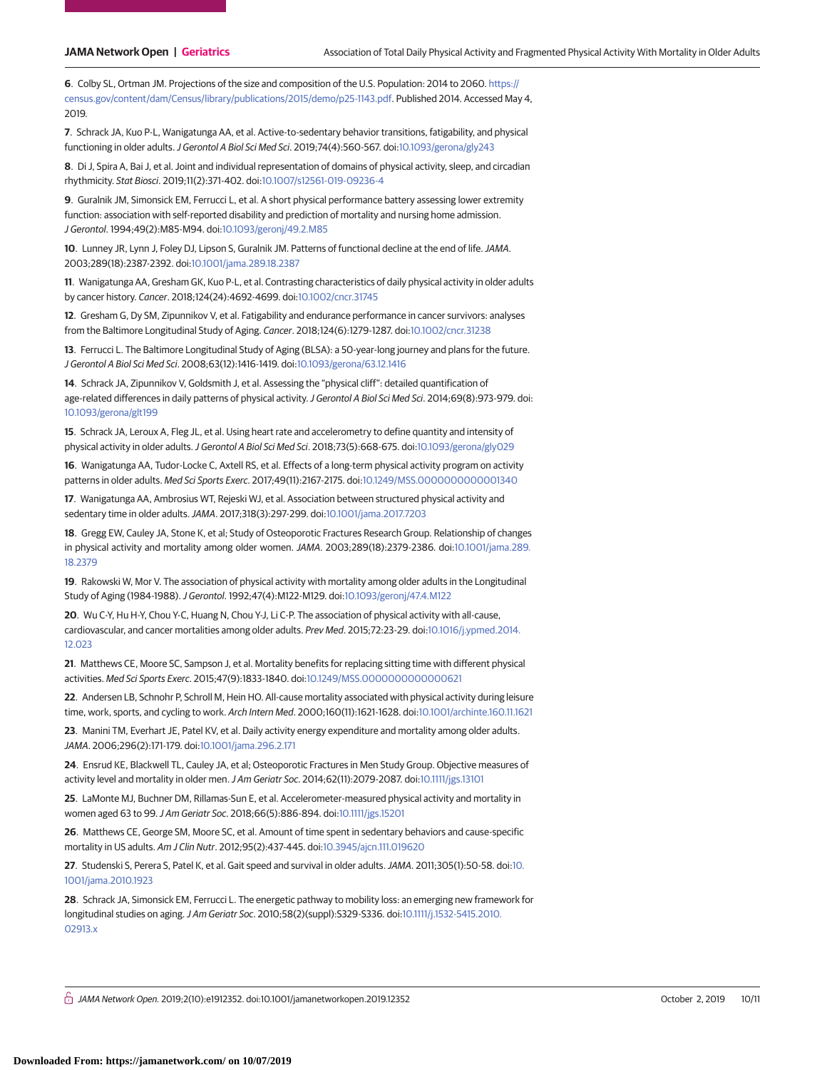6. Colby SL, Ortman JM. Projections of the size and composition of the U.S. Population: 2014 to 2060. https://census.gov/content/dam/Census/library/publications/2015/demo/p25-1143.pdf. Published 2014. Accessed May 4, 2019.

7. Schrack JA, Kuo P-L, Wanigatunga AA, et al. Active-to-sedentary behavior transitions, fatigability, and physical functioning in older adults. *J Gerontol A Biol Sci Med Sci*. 2019;74(4):560-567. doi:10.1093/gerona/gly243

8. Di J, Spira A, Bai J, et al. Joint and individual representation of domains of physical activity, sleep, and circadian rhythmicity. *Stat Biosci*. 2019;11(2):371-402. doi:10.1007/s12561-019-09236-4

9. Guralnik JM, Simonsick EM, Ferrucci L, et al. A short physical performance battery assessing lower extremity function: association with self-reported disability and prediction of mortality and nursing home admission. *J Gerontol*. 1994;49(2):M85-M94. doi:10.1093/geronj/49.2.M85

10. Lunney JR, Lynn J, Foley DJ, Lipson S, Guralnik JM. Patterns of functional decline at the end of life. *JAMA*. 2003;289(18):2387-2392. doi:10.1001/jama.289.18.2387

11. Wanigatunga AA, Gresham GK, Kuo P-L, et al. Contrasting characteristics of daily physical activity in older adults by cancer history. *Cancer*. 2018;124(24):4692-4699. doi:10.1002/cncr.31745

12. Gresham G, Dy SM, Zipunnikov V, et al. Fatigability and endurance performance in cancer survivors: analyses from the Baltimore Longitudinal Study of Aging. *Cancer*. 2018;124(6):1279-1287. doi:10.1002/cncr.31238

13. Ferrucci L. The Baltimore Longitudinal Study of Aging (BLSA): a 50-year-long journey and plans for the future. *J Gerontol A Biol Sci Med Sci*. 2008;63(12):1416-1419. doi:10.1093/gerona/63.12.1416

14. Schrack JA, Zipunnikov V, Goldsmith J, et al. Assessing the "physical cliff": detailed quantification of age-related differences in daily patterns of physical activity. *J Gerontol A Biol Sci Med Sci*. 2014;69(8):973-979. doi:10.1093/gerona/glt199

15. Schrack JA, Leroux A, Fleg JL, et al. Using heart rate and accelerometry to define quantity and intensity of physical activity in older adults. *J Gerontol A Biol Sci Med Sci*. 2018;73(5):668-675. doi:10.1093/gerona/gly029

16. Wanigatunga AA, Tudor-Locke C, Axtell RS, et al. Effects of a long-term physical activity program on activity patterns in older adults. *Med Sci Sports Exerc*. 2017;49(11):2167-2175. doi:10.1249/MSS.0000000000001340

17. Wanigatunga AA, Ambrosius WT, Rejeski WJ, et al. Association between structured physical activity and sedentary time in older adults. *JAMA*. 2017;318(3):297-299. doi:10.1001/jama.2017.7203

18. Gregg EW, Cauley JA, Stone K, et al; Study of Osteoporotic Fractures Research Group. Relationship of changes in physical activity and mortality among older women. *JAMA*. 2003;289(18):2379-2386. doi:10.1001/jama.289.18.2379

19. Rakowski W, Mor V. The association of physical activity with mortality among older adults in the Longitudinal Study of Aging (1984-1988). *J Gerontol*. 1992;47(4):M122-M129. doi:10.1093/geronj/47.4.M122

20. Wu C-Y, Hu H-Y, Chou Y-C, Huang N, Chou Y-J, Li C-P. The association of physical activity with all-cause, cardiovascular, and cancer mortalities among older adults. *Prev Med*. 2015;72:23-29. doi:10.1016/j.ypmed.2014.12.023

21. Matthews CE, Moore SC, Sampson J, et al. Mortality benefits for replacing sitting time with different physical activities. *Med Sci Sports Exerc*. 2015;47(9):1833-1840. doi:10.1249/MSS.0000000000000621

22. Andersen LB, Schnohr P, Schroll M, Hein HO. All-cause mortality associated with physical activity during leisure time, work, sports, and cycling to work. *Arch Intern Med*. 2000;160(11):1621-1628. doi:10.1001/archinte.160.11.1621

23. Manini TM, Everhart JE, Patel KV, et al. Daily activity energy expenditure and mortality among older adults. *JAMA*. 2006;296(2):171-179. doi:10.1001/jama.296.2.171

24. Ensrud KE, Blackwell TL, Cauley JA, et al; Osteoporotic Fractures in Men Study Group. Objective measures of activity level and mortality in older men. *J Am Geriatr Soc*. 2014;62(11):2079-2087. doi:10.1111/jgs.13101

25. LaMonte MJ, Buchner DM, Rillamas-Sun E, et al. Accelerometer-measured physical activity and mortality in women aged 63 to 99. *J Am Geriatr Soc*. 2018;66(5):886-894. doi:10.1111/jgs.15201

26. Matthews CE, George SM, Moore SC, et al. Amount of time spent in sedentary behaviors and cause-specific mortality in US adults. *Am J Clin Nutr*. 2012;95(2):437-445. doi:10.3945/ajcn.111.019620

27. Studenski S, Perera S, Patel K, et al. Gait speed and survival in older adults. *JAMA*. 2011;305(1):50-58. doi:10.1001/jama.2010.1923

28. Schrack JA, Simonsick EM, Ferrucci L. The energetic pathway to mobility loss: an emerging new framework for longitudinal studies on aging. *J Am Geriatr Soc*. 2010;58(2)(suppl):S329-S336. doi:10.1111/j.1532-5415.2010.02913.x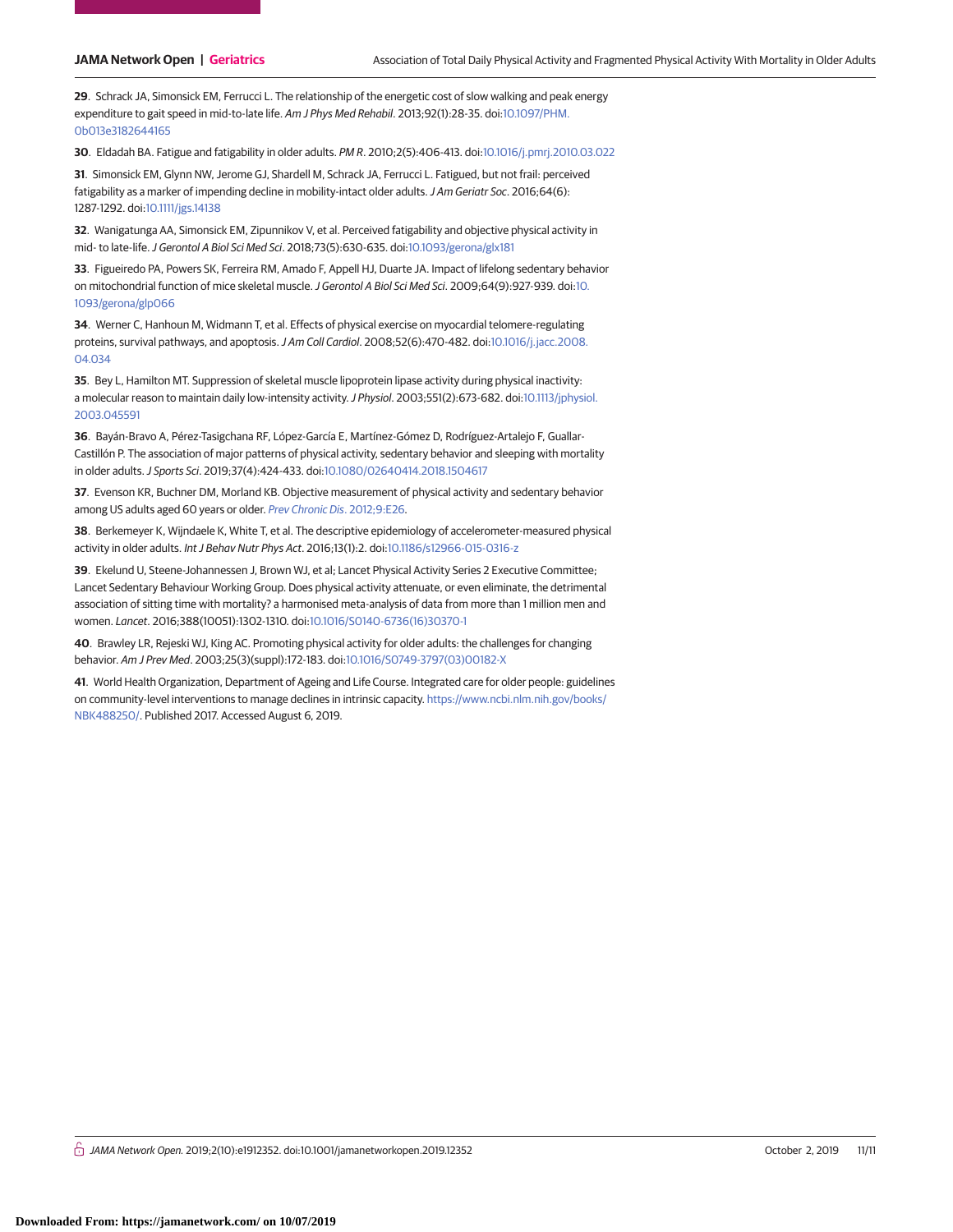**29**. Schrack JA, Simonsick EM, Ferrucci L. The relationship of the energetic cost of slow walking and peak energy expenditure to gait speed in mid-to-late life. *Am J Phys Med Rehabil*. 2013;92(1):28-35. doi:10.1097/PHM.0b013e3182644165

**30**. Eldadah BA. Fatigue and fatigability in older adults. *PM R*. 2010;2(5):406-413. doi:10.1016/j.pmrj.2010.03.022

**31**. Simonsick EM, Glynn NW, Jerome GJ, Shardell M, Schrack JA, Ferrucci L. Fatigued, but not frail: perceived fatigability as a marker of impending decline in mobility-intact older adults. *J Am Geriatr Soc*. 2016;64(6):1287-1292. doi:10.1111/jgs.14138

**32**. Wanigatunga AA, Simonsick EM, Zipunnikov V, et al. Perceived fatigability and objective physical activity in mid- to late-life. *J Gerontol A Biol Sci Med Sci*. 2018;73(5):630-635. doi:10.1093/gerona/glx181

**33**. Figueiredo PA, Powers SK, Ferreira RM, Amado F, Appell HJ, Duarte JA. Impact of lifelong sedentary behavior on mitochondrial function of mice skeletal muscle. *J Gerontol A Biol Sci Med Sci*. 2009;64(9):927-939. doi:10.1093/gerona/glp066

**34**. Werner C, Hanhoun M, Widmann T, et al. Effects of physical exercise on myocardial telomere-regulating proteins, survival pathways, and apoptosis. *J Am Coll Cardiol*. 2008;52(6):470-482. doi:10.1016/j.jacc.2008.04.034

**35**. Bey L, Hamilton MT. Suppression of skeletal muscle lipoprotein lipase activity during physical inactivity: a molecular reason to maintain daily low-intensity activity. *J Physiol*. 2003;551(2):673-682. doi:10.1113/jphysiol.2003.045591

**36**. Bayán-Bravo A, Pérez-Tasigchana RF, López-García E, Martínez-Gómez D, Rodríguez-Artalejo F, Guallar-Castillón P. The association of major patterns of physical activity, sedentary behavior and sleeping with mortality in older adults. *J Sports Sci*. 2019;37(4):424-433. doi:10.1080/02640414.2018.1504617

**37**. Evenson KR, Buchner DM, Morland KB. Objective measurement of physical activity and sedentary behavior among US adults aged 60 years or older. *Prev Chronic Dis*. 2012;9:E26.

**38**. Berkemeyer K, Wijndaele K, White T, et al. The descriptive epidemiology of accelerometer-measured physical activity in older adults. *Int J Behav Nutr Phys Act*. 2016;13(1):2. doi:10.1186/s12966-015-0316-z

**39**. Ekelund U, Steene-Johannessen J, Brown WJ, et al; Lancet Physical Activity Series 2 Executive Committee; Lancet Sedentary Behaviour Working Group. Does physical activity attenuate, or even eliminate, the detrimental association of sitting time with mortality? a harmonised meta-analysis of data from more than 1 million men and women. *Lancet*. 2016;388(10051):1302-1310. doi:10.1016/S0140-6736(16)30370-1

**40**. Brawley LR, Rejeski WJ, King AC. Promoting physical activity for older adults: the challenges for changing behavior. *Am J Prev Med*. 2003;25(3)(suppl):172-183. doi:10.1016/S0749-3797(03)00182-X

**41**. World Health Organization, Department of Ageing and Life Course. Integrated care for older people: guidelines on community-level interventions to manage declines in intrinsic capacity. https://www.ncbi.nlm.nih.gov/books/NBK488250/. Published 2017. Accessed August 6, 2019.